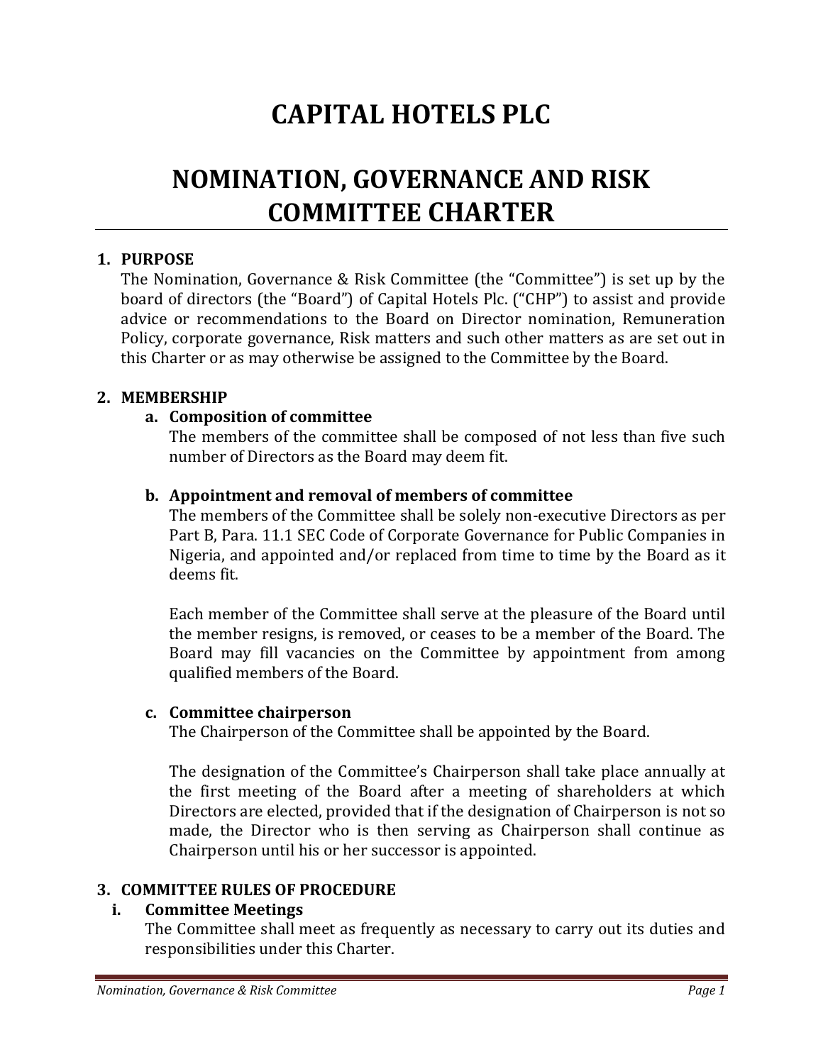# CAPITAL HOTELS PLC

# NOMINATION, GOVERNANCE AND RISK COMMITTEE CHARTER

## 1. PURPOSE

The Nomination, Governance & Risk Committee (the "Committee") is set up by the board of directors (the "Board") of Capital Hotels Plc. ("CHP") to assist and provide advice or recommendations to the Board on Director nomination, Remuneration Policy, corporate governance, Risk matters and such other matters as are set out in this Charter or as may otherwise be assigned to the Committee by the Board.

## 2. MEMBERSHIP

### a. Composition of committee

The members of the committee shall be composed of not less than five such number of Directors as the Board may deem fit.

### b. Appointment and removal of members of committee

The members of the Committee shall be solely non-executive Directors as per Part B, Para. 11.1 SEC Code of Corporate Governance for Public Companies in Nigeria, and appointed and/or replaced from time to time by the Board as it deems fit.

Each member of the Committee shall serve at the pleasure of the Board until the member resigns, is removed, or ceases to be a member of the Board. The Board may fill vacancies on the Committee by appointment from among qualified members of the Board.

### c. Committee chairperson

The Chairperson of the Committee shall be appointed by the Board.

The designation of the Committee's Chairperson shall take place annually at the first meeting of the Board after a meeting of shareholders at which Directors are elected, provided that if the designation of Chairperson is not so made, the Director who is then serving as Chairperson shall continue as Chairperson until his or her successor is appointed.

## 3. COMMITTEE RULES OF PROCEDURE

### i. Committee Meetings

The Committee shall meet as frequently as necessary to carry out its duties and responsibilities under this Charter.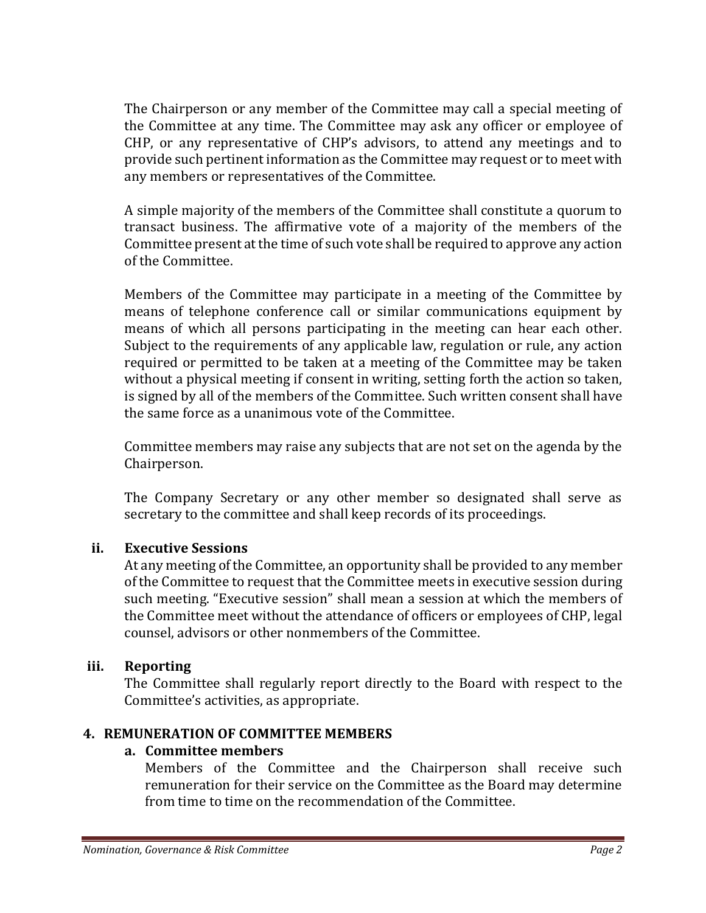The Chairperson or any member of the Committee may call a special meeting of the Committee at any time. The Committee may ask any officer or employee of CHP, or any representative of CHP's advisors, to attend any meetings and to provide such pertinent information as the Committee may request or to meet with any members or representatives of the Committee.

A simple majority of the members of the Committee shall constitute a quorum to transact business. The affirmative vote of a majority of the members of the Committee present at the time of such vote shall be required to approve any action of the Committee.

Members of the Committee may participate in a meeting of the Committee by means of telephone conference call or similar communications equipment by means of which all persons participating in the meeting can hear each other. Subject to the requirements of any applicable law, regulation or rule, any action required or permitted to be taken at a meeting of the Committee may be taken without a physical meeting if consent in writing, setting forth the action so taken, is signed by all of the members of the Committee. Such written consent shall have the same force as a unanimous vote of the Committee.

Committee members may raise any subjects that are not set on the agenda by the Chairperson.

The Company Secretary or any other member so designated shall serve as secretary to the committee and shall keep records of its proceedings.

### ii. Executive Sessions

At any meeting of the Committee, an opportunity shall be provided to any member of the Committee to request that the Committee meets in executive session during such meeting. "Executive session" shall mean a session at which the members of the Committee meet without the attendance of officers or employees of CHP, legal counsel, advisors or other nonmembers of the Committee.

### iii. Reporting

The Committee shall regularly report directly to the Board with respect to the Committee's activities, as appropriate.

## 4. REMUNERATION OF COMMITTEE MEMBERS

### a. Committee members

Members of the Committee and the Chairperson shall receive such remuneration for their service on the Committee as the Board may determine from time to time on the recommendation of the Committee.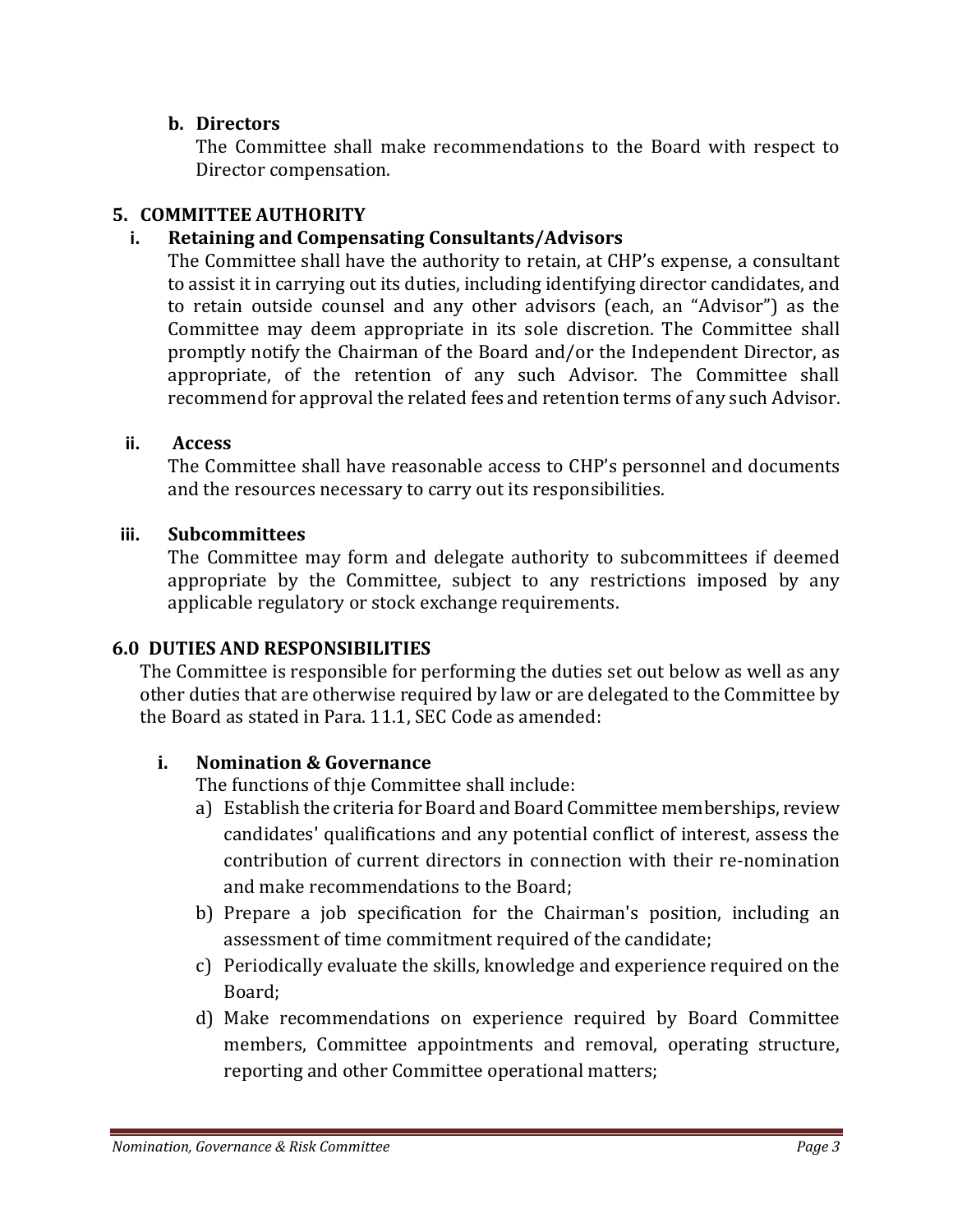**b. Directors**

The Committee shall make recommendations to the Board with respect to Director compensation.

## 5. COMMITTEE AUTHORITY

### i. Retaining and Compensating Consultants/Advisors

The Committee shall have the authority to retain, at CHP's expense, a consultant to assist it in carrying out its duties, including identifying director candidates, and to retain outside counsel and any other advisors (each, an "Advisor") as the Committee may deem appropriate in its sole discretion. The Committee shall promptly notify the Chairman of the Board and/or the Independent Director, as appropriate, of the retention of any such Advisor. The Committee shall recommend for approval the related fees and retention terms of any such Advisor.

### ii. Access

The Committee shall have reasonable access to CHP's personnel and documents and the resources necessary to carry out its responsibilities.

### iii. Subcommittees

The Committee may form and delegate authority to subcommittees if deemed appropriate by the Committee, subject to any restrictions imposed by any applicable regulatory or stock exchange requirements.

## 6.0 DUTIES AND RESPONSIBILITIES

The Committee is responsible for performing the duties set out below as well as any other duties that are otherwise required by law or are delegated to the Committee by the Board as stated in Para. 11.1, SEC Code as amended:

### i. Nomination & Governance

The functions of thje Committee shall include:

a) Establish the criteria for Board and Board Committee memberships, review candidates' qualifications and any potential conflict of interest, assess the contribution of current directors in connection with their re-nomination and make recommendations to the Board;

b) Prepare a job specification for the Chairman's position, including an assessment of time commitment required of the candidate;

c) Periodically evaluate the skills, knowledge and experience required on the Board;

d) Make recommendations on experience required by Board Committee members, Committee appointments and removal, operating structure, reporting and other Committee operational matters;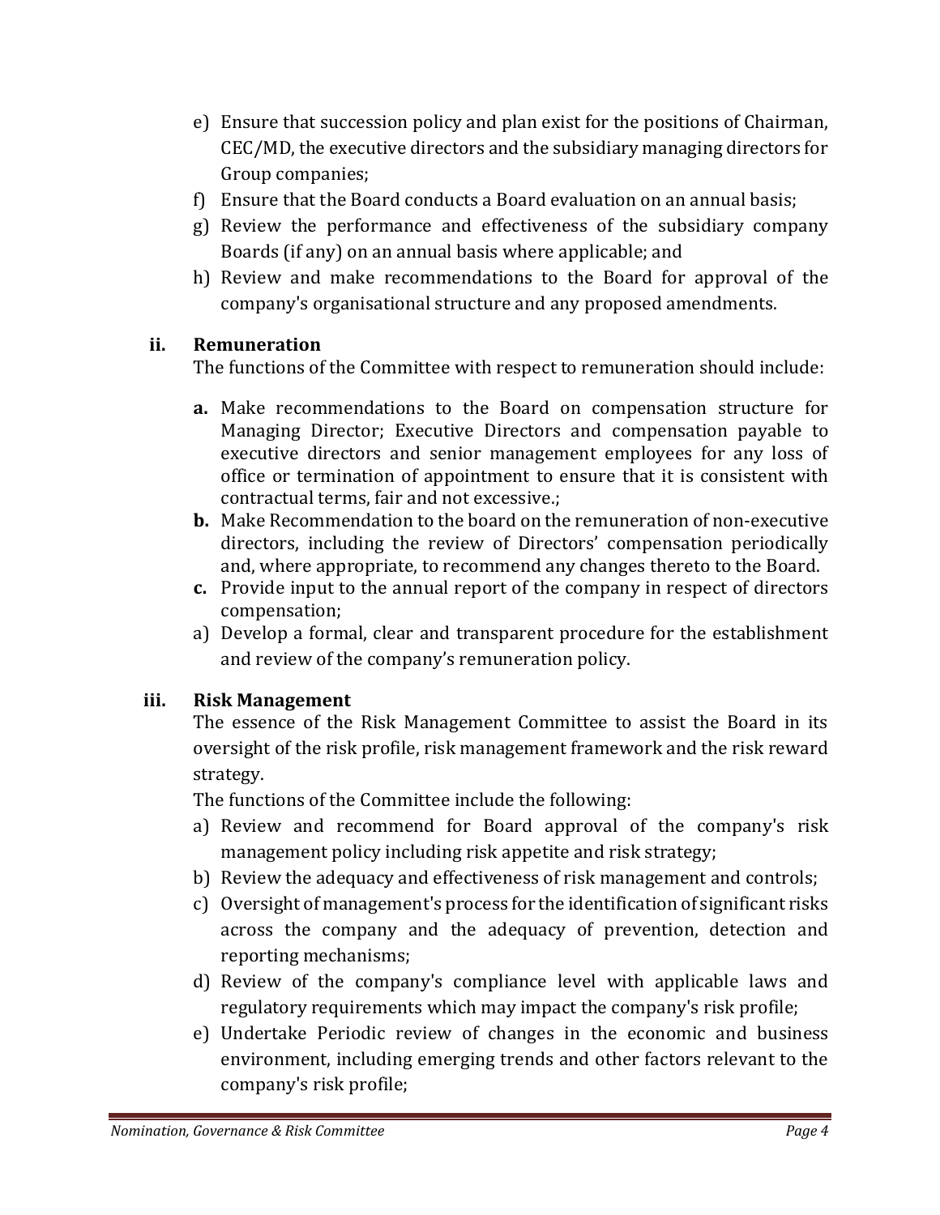e) Ensure that succession policy and plan exist for the positions of Chairman, CEC/MD, the executive directors and the subsidiary managing directors for Group companies;
f) Ensure that the Board conducts a Board evaluation on an annual basis;
g) Review the performance and effectiveness of the subsidiary company Boards (if any) on an annual basis where applicable; and
h) Review and make recommendations to the Board for approval of the company's organisational structure and any proposed amendments.

### ii. Remuneration

The functions of the Committee with respect to remuneration should include:

**a.** Make recommendations to the Board on compensation structure for Managing Director; Executive Directors and compensation payable to executive directors and senior management employees for any loss of office or termination of appointment to ensure that it is consistent with contractual terms, fair and not excessive.;
**b.** Make Recommendation to the board on the remuneration of non-executive directors, including the review of Directors' compensation periodically and, where appropriate, to recommend any changes thereto to the Board.
**c.** Provide input to the annual report of the company in respect of directors compensation;
a) Develop a formal, clear and transparent procedure for the establishment and review of the company's remuneration policy.

### iii. Risk Management

The essence of the Risk Management Committee to assist the Board in its oversight of the risk profile, risk management framework and the risk reward strategy.

The functions of the Committee include the following:

a) Review and recommend for Board approval of the company's risk management policy including risk appetite and risk strategy;
b) Review the adequacy and effectiveness of risk management and controls;
c) Oversight of management's process for the identification of significant risks across the company and the adequacy of prevention, detection and reporting mechanisms;
d) Review of the company's compliance level with applicable laws and regulatory requirements which may impact the company's risk profile;
e) Undertake Periodic review of changes in the economic and business environment, including emerging trends and other factors relevant to the company's risk profile;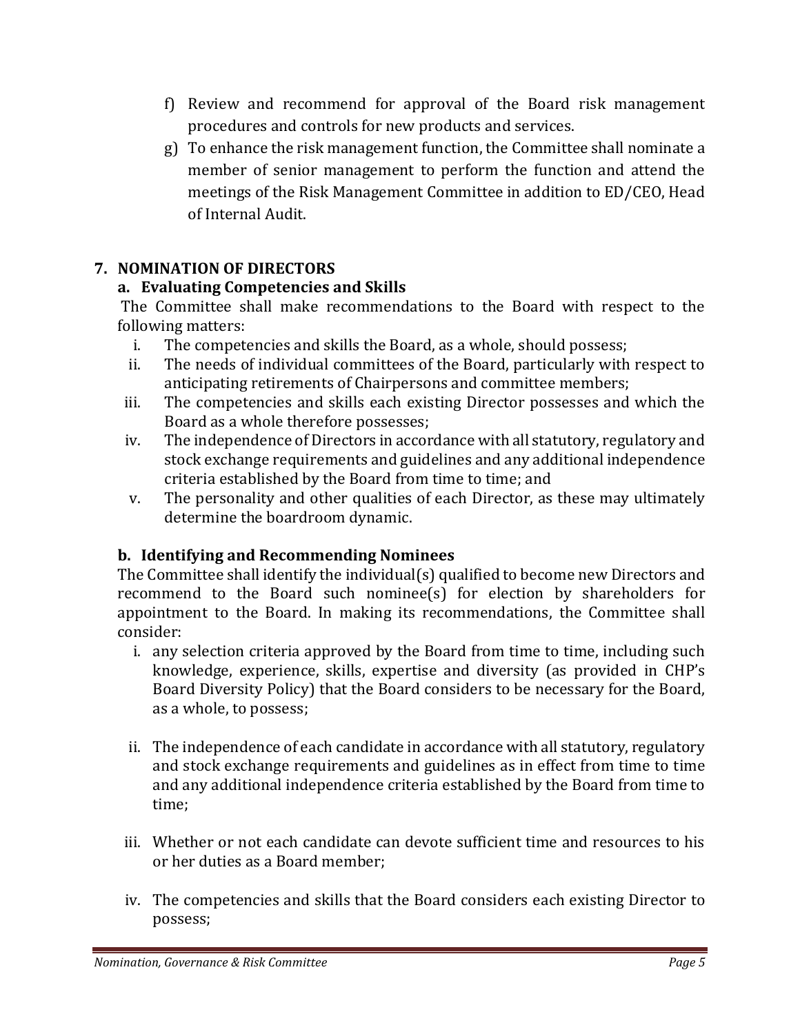f) Review and recommend for approval of the Board risk management procedures and controls for new products and services.

g) To enhance the risk management function, the Committee shall nominate a member of senior management to perform the function and attend the meetings of the Risk Management Committee in addition to ED/CEO, Head of Internal Audit.

## 7. NOMINATION OF DIRECTORS

### a. Evaluating Competencies and Skills

The Committee shall make recommendations to the Board with respect to the following matters:

i. The competencies and skills the Board, as a whole, should possess;

ii. The needs of individual committees of the Board, particularly with respect to anticipating retirements of Chairpersons and committee members;

iii. The competencies and skills each existing Director possesses and which the Board as a whole therefore possesses;

iv. The independence of Directors in accordance with all statutory, regulatory and stock exchange requirements and guidelines and any additional independence criteria established by the Board from time to time; and

v. The personality and other qualities of each Director, as these may ultimately determine the boardroom dynamic.

### b. Identifying and Recommending Nominees

The Committee shall identify the individual(s) qualified to become new Directors and recommend to the Board such nominee(s) for election by shareholders for appointment to the Board. In making its recommendations, the Committee shall consider:

i. any selection criteria approved by the Board from time to time, including such knowledge, experience, skills, expertise and diversity (as provided in CHP's Board Diversity Policy) that the Board considers to be necessary for the Board, as a whole, to possess;

ii. The independence of each candidate in accordance with all statutory, regulatory and stock exchange requirements and guidelines as in effect from time to time and any additional independence criteria established by the Board from time to time;

iii. Whether or not each candidate can devote sufficient time and resources to his or her duties as a Board member;

iv. The competencies and skills that the Board considers each existing Director to possess;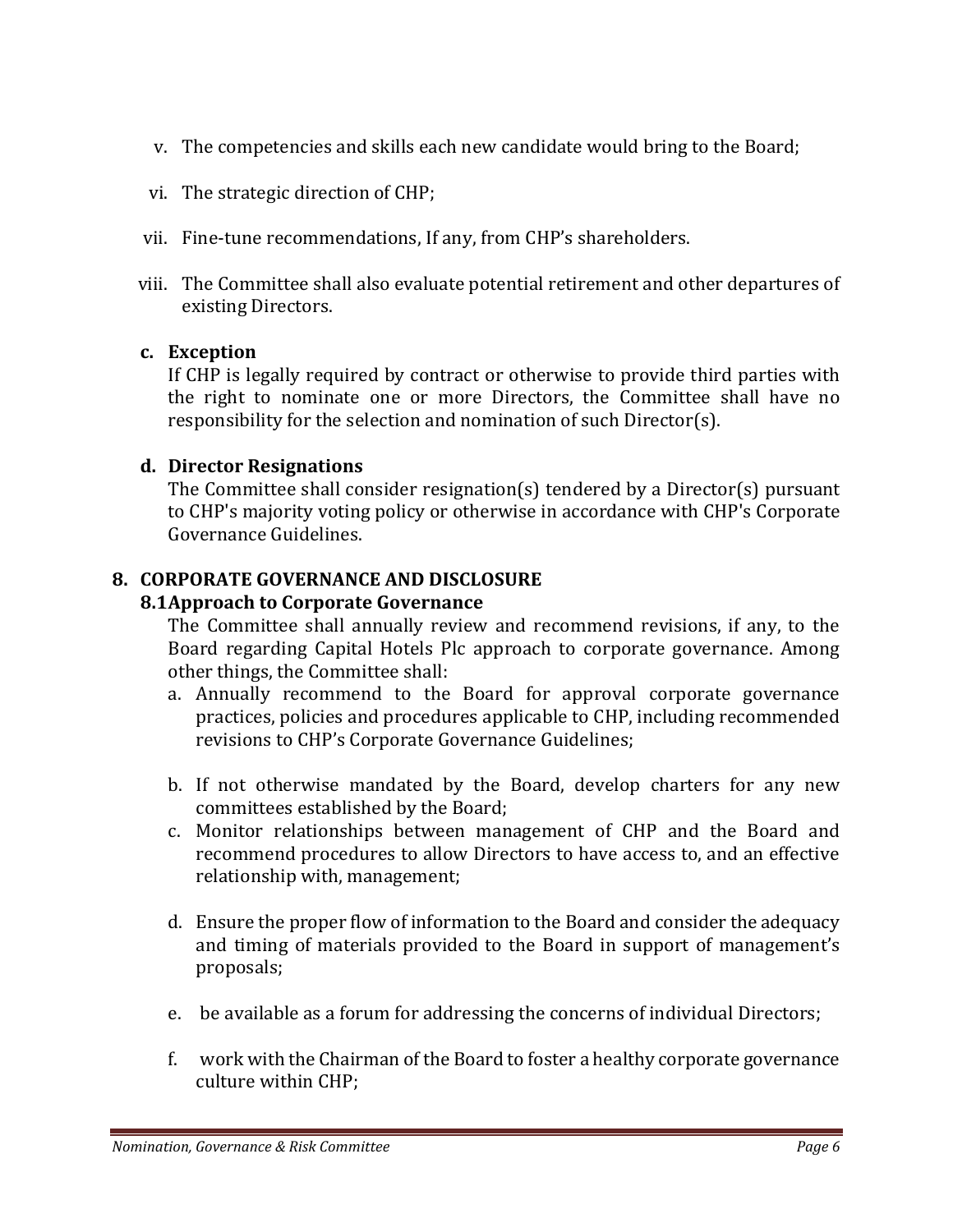v. The competencies and skills each new candidate would bring to the Board;

vi. The strategic direction of CHP;

vii. Fine-tune recommendations, If any, from CHP's shareholders.

viii. The Committee shall also evaluate potential retirement and other departures of existing Directors.

**c. Exception**

If CHP is legally required by contract or otherwise to provide third parties with the right to nominate one or more Directors, the Committee shall have no responsibility for the selection and nomination of such Director(s).

**d. Director Resignations**

The Committee shall consider resignation(s) tendered by a Director(s) pursuant to CHP's majority voting policy or otherwise in accordance with CHP's Corporate Governance Guidelines.

## 8. CORPORATE GOVERNANCE AND DISCLOSURE

### 8.1 Approach to Corporate Governance

The Committee shall annually review and recommend revisions, if any, to the Board regarding Capital Hotels Plc approach to corporate governance. Among other things, the Committee shall:

a. Annually recommend to the Board for approval corporate governance practices, policies and procedures applicable to CHP, including recommended revisions to CHP's Corporate Governance Guidelines;

b. If not otherwise mandated by the Board, develop charters for any new committees established by the Board;

c. Monitor relationships between management of CHP and the Board and recommend procedures to allow Directors to have access to, and an effective relationship with, management;

d. Ensure the proper flow of information to the Board and consider the adequacy and timing of materials provided to the Board in support of management's proposals;

e. be available as a forum for addressing the concerns of individual Directors;

f. work with the Chairman of the Board to foster a healthy corporate governance culture within CHP;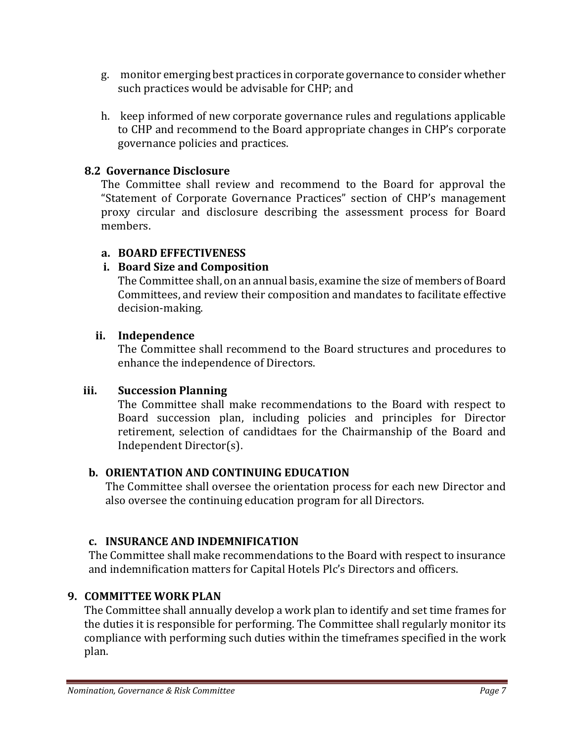g. monitor emerging best practices in corporate governance to consider whether such practices would be advisable for CHP; and

h. keep informed of new corporate governance rules and regulations applicable to CHP and recommend to the Board appropriate changes in CHP's corporate governance policies and practices.

### 8.2 Governance Disclosure

The Committee shall review and recommend to the Board for approval the "Statement of Corporate Governance Practices" section of CHP's management proxy circular and disclosure describing the assessment process for Board members.

#### a. BOARD EFFECTIVENESS

**i. Board Size and Composition**

The Committee shall, on an annual basis, examine the size of members of Board Committees, and review their composition and mandates to facilitate effective decision-making.

**ii. Independence**

The Committee shall recommend to the Board structures and procedures to enhance the independence of Directors.

**iii. Succession Planning**

The Committee shall make recommendations to the Board with respect to Board succession plan, including policies and principles for Director retirement, selection of candidtaes for the Chairmanship of the Board and Independent Director(s).

#### b. ORIENTATION AND CONTINUING EDUCATION

The Committee shall oversee the orientation process for each new Director and also oversee the continuing education program for all Directors.

#### c. INSURANCE AND INDEMNIFICATION

The Committee shall make recommendations to the Board with respect to insurance and indemnification matters for Capital Hotels Plc's Directors and officers.

## 9. COMMITTEE WORK PLAN

The Committee shall annually develop a work plan to identify and set time frames for the duties it is responsible for performing. The Committee shall regularly monitor its compliance with performing such duties within the timeframes specified in the work plan.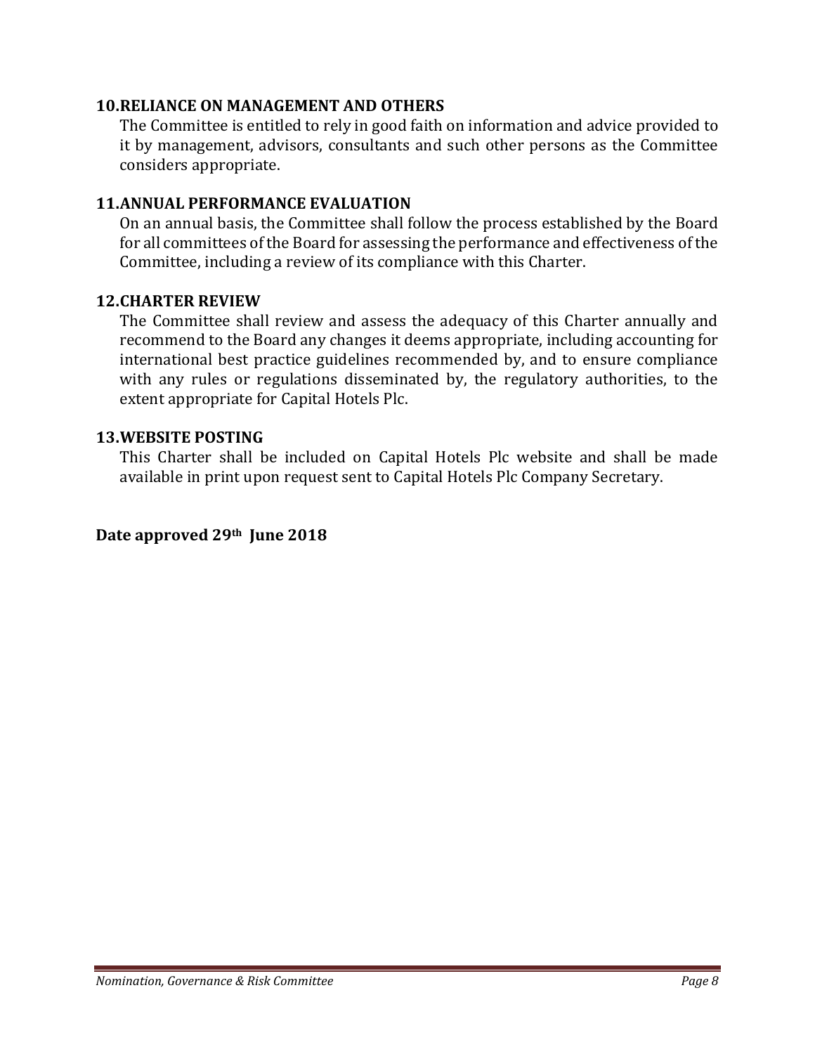## 10. RELIANCE ON MANAGEMENT AND OTHERS

The Committee is entitled to rely in good faith on information and advice provided to it by management, advisors, consultants and such other persons as the Committee considers appropriate.

## 11. ANNUAL PERFORMANCE EVALUATION

On an annual basis, the Committee shall follow the process established by the Board for all committees of the Board for assessing the performance and effectiveness of the Committee, including a review of its compliance with this Charter.

## 12. CHARTER REVIEW

The Committee shall review and assess the adequacy of this Charter annually and recommend to the Board any changes it deems appropriate, including accounting for international best practice guidelines recommended by, and to ensure compliance with any rules or regulations disseminated by, the regulatory authorities, to the extent appropriate for Capital Hotels Plc.

## 13. WEBSITE POSTING

This Charter shall be included on Capital Hotels Plc website and shall be made available in print upon request sent to Capital Hotels Plc Company Secretary.

**Date approved 29th June 2018**